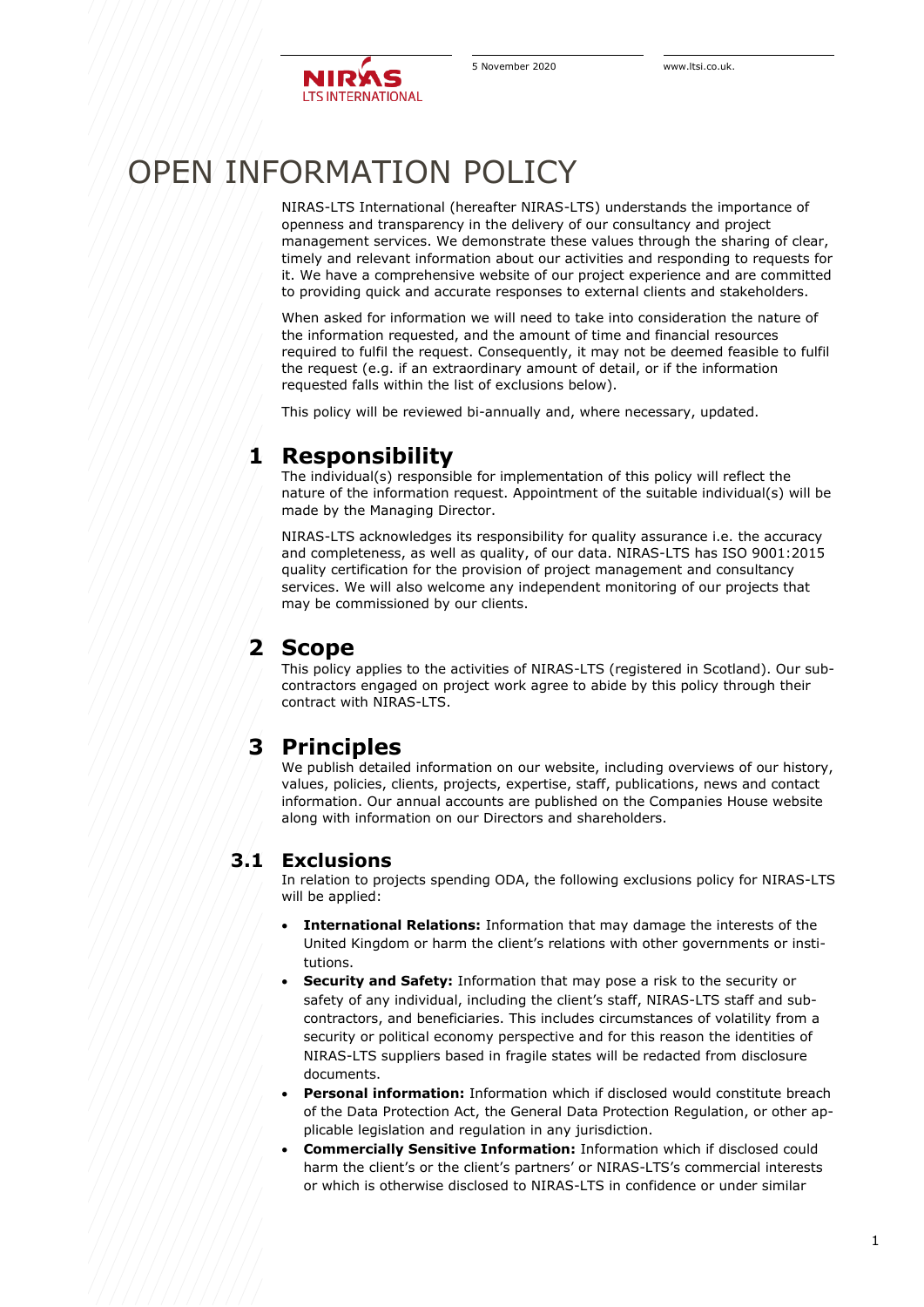# OPEN INFORMATION POLICY

NIRAS-LTS International (hereafter NIRAS-LTS) understands the importance of openness and transparency in the delivery of our consultancy and project management services. We demonstrate these values through the sharing of clear, timely and relevant information about our activities and responding to requests for it. We have a comprehensive website of our project experience and are committed to providing quick and accurate responses to external clients and stakeholders.

When asked for information we will need to take into consideration the nature of the information requested, and the amount of time and financial resources required to fulfil the request. Consequently, it may not be deemed feasible to fulfil the request (e.g. if an extraordinary amount of detail, or if the information requested falls within the list of exclusions below).

This policy will be reviewed bi-annually and, where necessary, updated.

## 1 Responsibility

The individual(s) responsible for implementation of this policy will reflect the nature of the information request. Appointment of the suitable individual(s) will be made by the Managing Director.

NIRAS-LTS acknowledges its responsibility for quality assurance i.e. the accuracy and completeness, as well as quality, of our data. NIRAS-LTS has ISO 9001:2015 quality certification for the provision of project management and consultancy services. We will also welcome any independent monitoring of our projects that may be commissioned by our clients.

## 2 Scope

This policy applies to the activities of NIRAS-LTS (registered in Scotland). Our sub-contractors engaged on project work agree to abide by this policy through their contract with NIRAS-LTS.

## 3 Principles

We publish detailed information on our website, including overviews of our history, values, policies, clients, projects, expertise, staff, publications, news and contact information. Our annual accounts are published on the Companies House website along with information on our Directors and shareholders.

### 3.1 Exclusions

In relation to projects spending ODA, the following exclusions policy for NIRAS-LTS will be applied:

- **International Relations:** Information that may damage the interests of the United Kingdom or harm the client's relations with other governments or institutions.
- **Security and Safety:** Information that may pose a risk to the security or safety of any individual, including the client's staff, NIRAS-LTS staff and sub-contractors, and beneficiaries. This includes circumstances of volatility from a security or political economy perspective and for this reason the identities of NIRAS-LTS suppliers based in fragile states will be redacted from disclosure documents.
- **Personal information:** Information which if disclosed would constitute breach of the Data Protection Act, the General Data Protection Regulation, or other applicable legislation and regulation in any jurisdiction.
- **Commercially Sensitive Information:** Information which if disclosed could harm the client's or the client's partners' or NIRAS-LTS's commercial interests or which is otherwise disclosed to NIRAS-LTS in confidence or under similar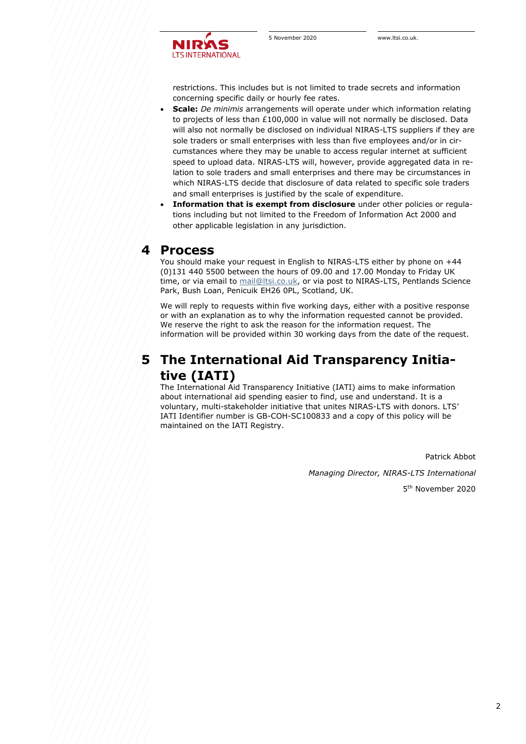restrictions. This includes but is not limited to trade secrets and information concerning specific daily or hourly fee rates.

- **Scale:** *De minimis* arrangements will operate under which information relating to projects of less than £100,000 in value will not normally be disclosed. Data will also not normally be disclosed on individual NIRAS-LTS suppliers if they are sole traders or small enterprises with less than five employees and/or in circumstances where they may be unable to access regular internet at sufficient speed to upload data. NIRAS-LTS will, however, provide aggregated data in relation to sole traders and small enterprises and there may be circumstances in which NIRAS-LTS decide that disclosure of data related to specific sole traders and small enterprises is justified by the scale of expenditure.
- **Information that is exempt from disclosure** under other policies or regulations including but not limited to the Freedom of Information Act 2000 and other applicable legislation in any jurisdiction.

# 4 Process

You should make your request in English to NIRAS-LTS either by phone on +44 (0)131 440 5500 between the hours of 09.00 and 17.00 Monday to Friday UK time, or via email to mail@ltsi.co.uk, or via post to NIRAS-LTS, Pentlands Science Park, Bush Loan, Penicuik EH26 0PL, Scotland, UK.

We will reply to requests within five working days, either with a positive response or with an explanation as to why the information requested cannot be provided. We reserve the right to ask the reason for the information request. The information will be provided within 30 working days from the date of the request.

# 5 The International Aid Transparency Initiative (IATI)

The International Aid Transparency Initiative (IATI) aims to make information about international aid spending easier to find, use and understand. It is a voluntary, multi-stakeholder initiative that unites NIRAS-LTS with donors. LTS' IATI Identifier number is GB-COH-SC100833 and a copy of this policy will be maintained on the IATI Registry.

Patrick Abbot

*Managing Director, NIRAS-LTS International*

5th November 2020